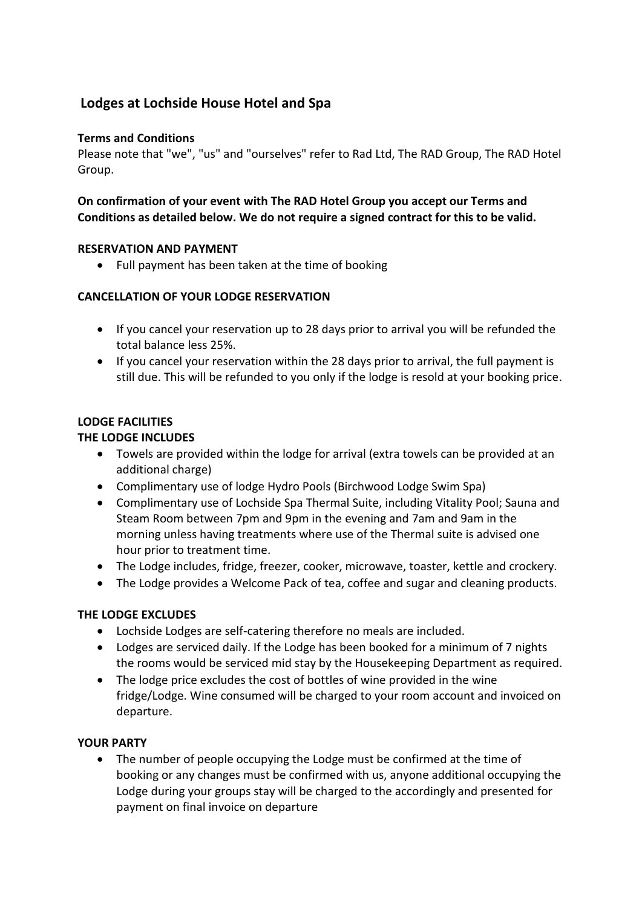## Lodges at Lochside House Hotel and Spa

**Terms and Conditions**

Please note that "we", "us" and "ourselves" refer to Rad Ltd, The RAD Group, The RAD Hotel Group.

**On confirmation of your event with The RAD Hotel Group you accept our Terms and Conditions as detailed below. We do not require a signed contract for this to be valid.**

**RESERVATION AND PAYMENT**

- Full payment has been taken at the time of booking

**CANCELLATION OF YOUR LODGE RESERVATION**

- If you cancel your reservation up to 28 days prior to arrival you will be refunded the total balance less 25%.
- If you cancel your reservation within the 28 days prior to arrival, the full payment is still due. This will be refunded to you only if the lodge is resold at your booking price.

**LODGE FACILITIES**

**THE LODGE INCLUDES**

- Towels are provided within the lodge for arrival (extra towels can be provided at an additional charge)
- Complimentary use of lodge Hydro Pools (Birchwood Lodge Swim Spa)
- Complimentary use of Lochside Spa Thermal Suite, including Vitality Pool; Sauna and Steam Room between 7pm and 9pm in the evening and 7am and 9am in the morning unless having treatments where use of the Thermal suite is advised one hour prior to treatment time.
- The Lodge includes, fridge, freezer, cooker, microwave, toaster, kettle and crockery.
- The Lodge provides a Welcome Pack of tea, coffee and sugar and cleaning products.

**THE LODGE EXCLUDES**

- Lochside Lodges are self-catering therefore no meals are included.
- Lodges are serviced daily. If the Lodge has been booked for a minimum of 7 nights the rooms would be serviced mid stay by the Housekeeping Department as required.
- The lodge price excludes the cost of bottles of wine provided in the wine fridge/Lodge. Wine consumed will be charged to your room account and invoiced on departure.

**YOUR PARTY**

- The number of people occupying the Lodge must be confirmed at the time of booking or any changes must be confirmed with us, anyone additional occupying the Lodge during your groups stay will be charged to the accordingly and presented for payment on final invoice on departure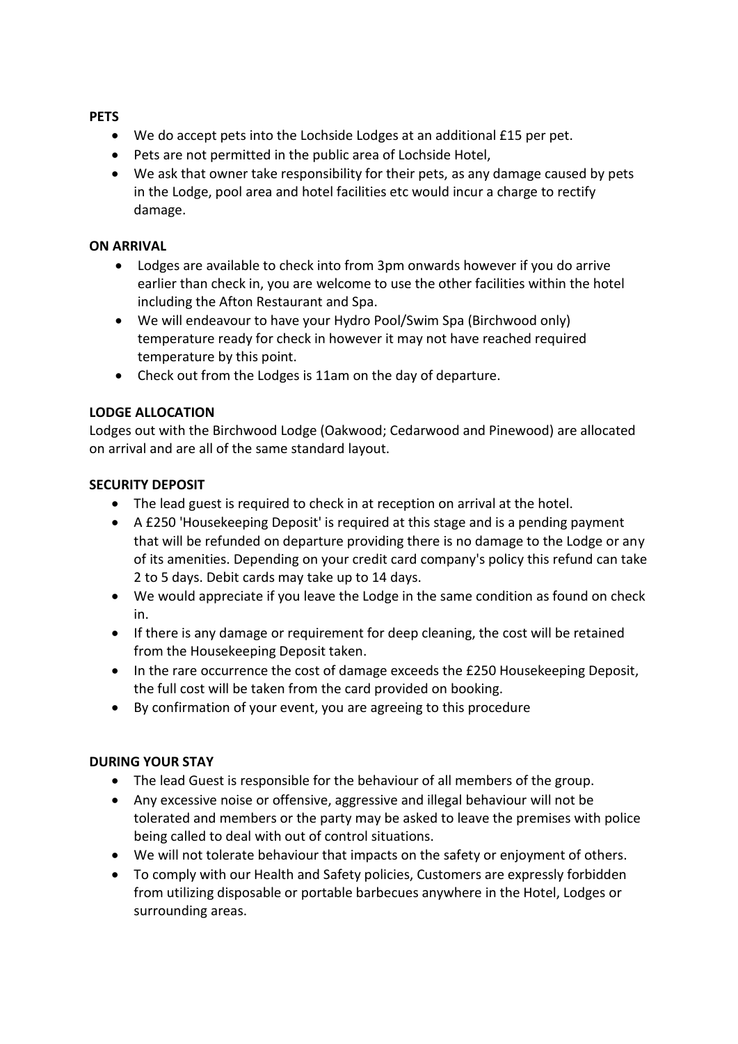**PETS**

- We do accept pets into the Lochside Lodges at an additional £15 per pet.
- Pets are not permitted in the public area of Lochside Hotel,
- We ask that owner take responsibility for their pets, as any damage caused by pets in the Lodge, pool area and hotel facilities etc would incur a charge to rectify damage.

**ON ARRIVAL**

- Lodges are available to check into from 3pm onwards however if you do arrive earlier than check in, you are welcome to use the other facilities within the hotel including the Afton Restaurant and Spa.
- We will endeavour to have your Hydro Pool/Swim Spa (Birchwood only) temperature ready for check in however it may not have reached required temperature by this point.
- Check out from the Lodges is 11am on the day of departure.

**LODGE ALLOCATION**

Lodges out with the Birchwood Lodge (Oakwood; Cedarwood and Pinewood) are allocated on arrival and are all of the same standard layout.

**SECURITY DEPOSIT**

- The lead guest is required to check in at reception on arrival at the hotel.
- A £250 'Housekeeping Deposit' is required at this stage and is a pending payment that will be refunded on departure providing there is no damage to the Lodge or any of its amenities. Depending on your credit card company's policy this refund can take 2 to 5 days. Debit cards may take up to 14 days.
- We would appreciate if you leave the Lodge in the same condition as found on check in.
- If there is any damage or requirement for deep cleaning, the cost will be retained from the Housekeeping Deposit taken.
- In the rare occurrence the cost of damage exceeds the £250 Housekeeping Deposit, the full cost will be taken from the card provided on booking.
- By confirmation of your event, you are agreeing to this procedure

**DURING YOUR STAY**

- The lead Guest is responsible for the behaviour of all members of the group.
- Any excessive noise or offensive, aggressive and illegal behaviour will not be tolerated and members or the party may be asked to leave the premises with police being called to deal with out of control situations.
- We will not tolerate behaviour that impacts on the safety or enjoyment of others.
- To comply with our Health and Safety policies, Customers are expressly forbidden from utilizing disposable or portable barbecues anywhere in the Hotel, Lodges or surrounding areas.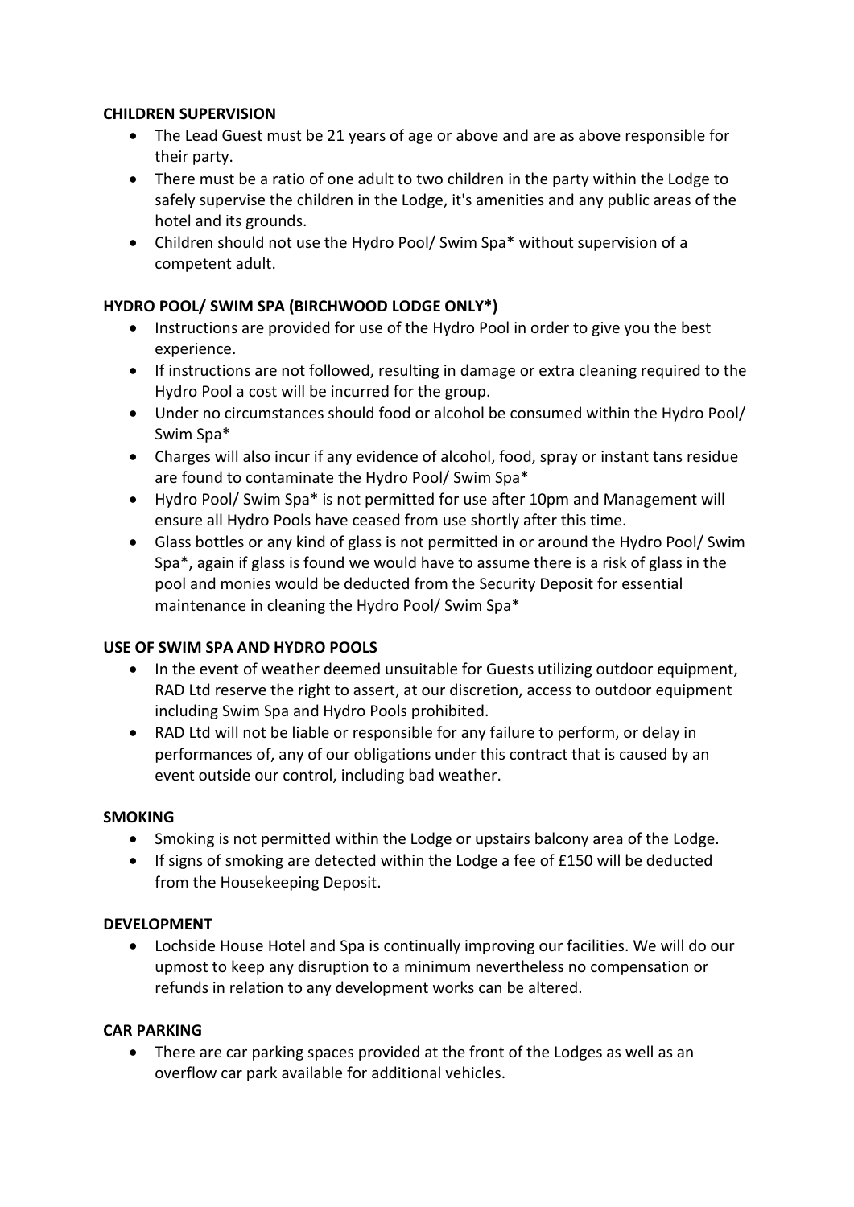**CHILDREN SUPERVISION**

- The Lead Guest must be 21 years of age or above and are as above responsible for their party.
- There must be a ratio of one adult to two children in the party within the Lodge to safely supervise the children in the Lodge, it's amenities and any public areas of the hotel and its grounds.
- Children should not use the Hydro Pool/ Swim Spa* without supervision of a competent adult.

**HYDRO POOL/ SWIM SPA (BIRCHWOOD LODGE ONLY*)**

- Instructions are provided for use of the Hydro Pool in order to give you the best experience.
- If instructions are not followed, resulting in damage or extra cleaning required to the Hydro Pool a cost will be incurred for the group.
- Under no circumstances should food or alcohol be consumed within the Hydro Pool/ Swim Spa*
- Charges will also incur if any evidence of alcohol, food, spray or instant tans residue are found to contaminate the Hydro Pool/ Swim Spa*
- Hydro Pool/ Swim Spa* is not permitted for use after 10pm and Management will ensure all Hydro Pools have ceased from use shortly after this time.
- Glass bottles or any kind of glass is not permitted in or around the Hydro Pool/ Swim Spa*, again if glass is found we would have to assume there is a risk of glass in the pool and monies would be deducted from the Security Deposit for essential maintenance in cleaning the Hydro Pool/ Swim Spa*

**USE OF SWIM SPA AND HYDRO POOLS**

- In the event of weather deemed unsuitable for Guests utilizing outdoor equipment, RAD Ltd reserve the right to assert, at our discretion, access to outdoor equipment including Swim Spa and Hydro Pools prohibited.
- RAD Ltd will not be liable or responsible for any failure to perform, or delay in performances of, any of our obligations under this contract that is caused by an event outside our control, including bad weather.

**SMOKING**

- Smoking is not permitted within the Lodge or upstairs balcony area of the Lodge.
- If signs of smoking are detected within the Lodge a fee of £150 will be deducted from the Housekeeping Deposit.

**DEVELOPMENT**

- Lochside House Hotel and Spa is continually improving our facilities. We will do our upmost to keep any disruption to a minimum nevertheless no compensation or refunds in relation to any development works can be altered.

**CAR PARKING**

- There are car parking spaces provided at the front of the Lodges as well as an overflow car park available for additional vehicles.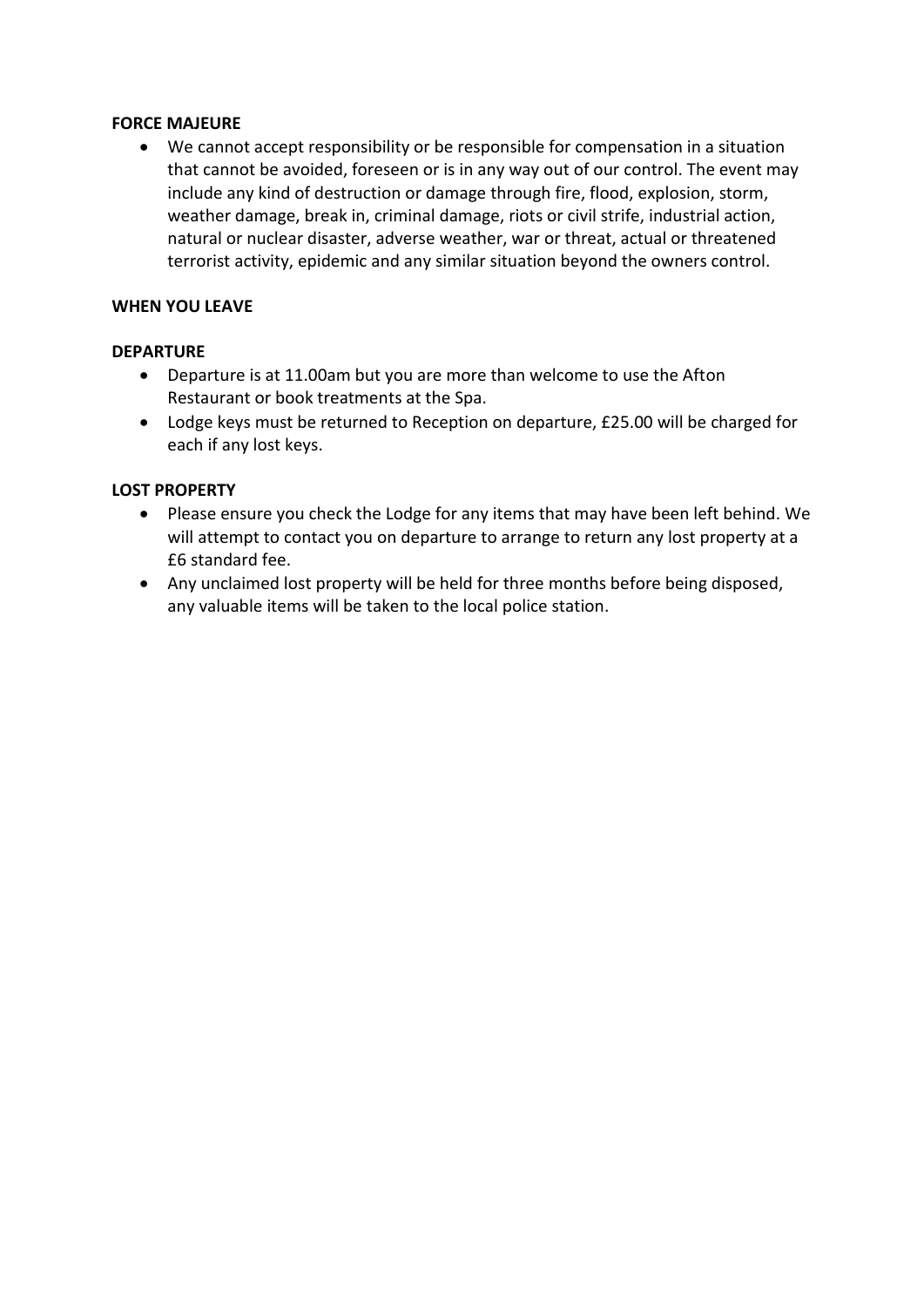**FORCE MAJEURE**

- We cannot accept responsibility or be responsible for compensation in a situation that cannot be avoided, foreseen or is in any way out of our control. The event may include any kind of destruction or damage through fire, flood, explosion, storm, weather damage, break in, criminal damage, riots or civil strife, industrial action, natural or nuclear disaster, adverse weather, war or threat, actual or threatened terrorist activity, epidemic and any similar situation beyond the owners control.

**WHEN YOU LEAVE**

**DEPARTURE**

- Departure is at 11.00am but you are more than welcome to use the Afton Restaurant or book treatments at the Spa.
- Lodge keys must be returned to Reception on departure, £25.00 will be charged for each if any lost keys.

**LOST PROPERTY**

- Please ensure you check the Lodge for any items that may have been left behind. We will attempt to contact you on departure to arrange to return any lost property at a £6 standard fee.
- Any unclaimed lost property will be held for three months before being disposed, any valuable items will be taken to the local police station.